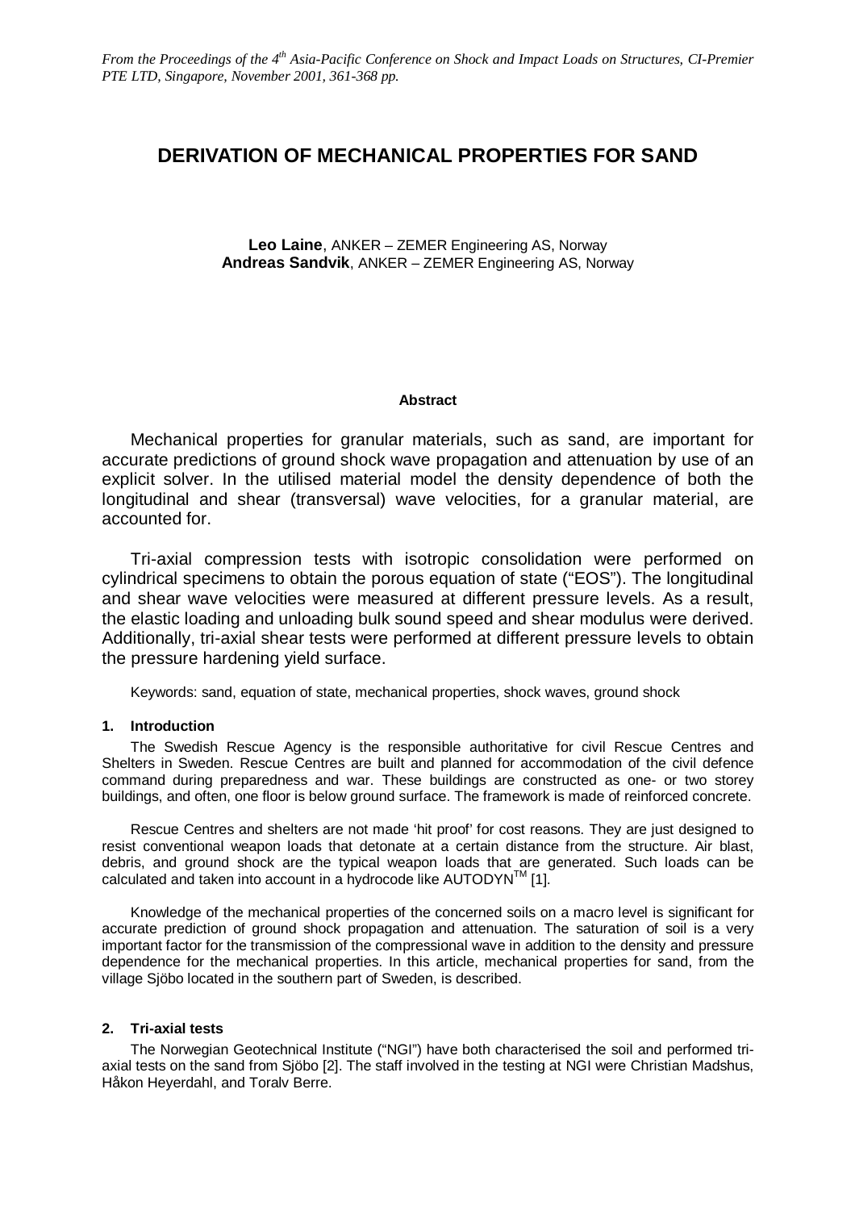*From the Proceedings of the 4th Asia-Pacific Conference on Shock and Impact Loads on Structures, CI-Premier PTE LTD, Singapore, November 2001, 361-368 pp.*

# DERIVATION OF MECHANICAL PROPERTIES FOR SAND

**Leo Laine**, ANKER – ZEMER Engineering AS, Norway
**Andreas Sandvik**, ANKER – ZEMER Engineering AS, Norway

#### Abstract

Mechanical properties for granular materials, such as sand, are important for accurate predictions of ground shock wave propagation and attenuation by use of an explicit solver. In the utilised material model the density dependence of both the longitudinal and shear (transversal) wave velocities, for a granular material, are accounted for.

Tri-axial compression tests with isotropic consolidation were performed on cylindrical specimens to obtain the porous equation of state ("EOS"). The longitudinal and shear wave velocities were measured at different pressure levels. As a result, the elastic loading and unloading bulk sound speed and shear modulus were derived. Additionally, tri-axial shear tests were performed at different pressure levels to obtain the pressure hardening yield surface.

Keywords: sand, equation of state, mechanical properties, shock waves, ground shock

## 1. Introduction

The Swedish Rescue Agency is the responsible authoritative for civil Rescue Centres and Shelters in Sweden. Rescue Centres are built and planned for accommodation of the civil defence command during preparedness and war. These buildings are constructed as one- or two storey buildings, and often, one floor is below ground surface. The framework is made of reinforced concrete.

Rescue Centres and shelters are not made 'hit proof' for cost reasons. They are just designed to resist conventional weapon loads that detonate at a certain distance from the structure. Air blast, debris, and ground shock are the typical weapon loads that are generated. Such loads can be calculated and taken into account in a hydrocode like AUTODYN™ [1].

Knowledge of the mechanical properties of the concerned soils on a macro level is significant for accurate prediction of ground shock propagation and attenuation. The saturation of soil is a very important factor for the transmission of the compressional wave in addition to the density and pressure dependence for the mechanical properties. In this article, mechanical properties for sand, from the village Sjöbo located in the southern part of Sweden, is described.

## 2. Tri-axial tests

The Norwegian Geotechnical Institute ("NGI") have both characterised the soil and performed tri-axial tests on the sand from Sjöbo [2]. The staff involved in the testing at NGI were Christian Madshus, Håkon Heyerdahl, and Toralv Berre.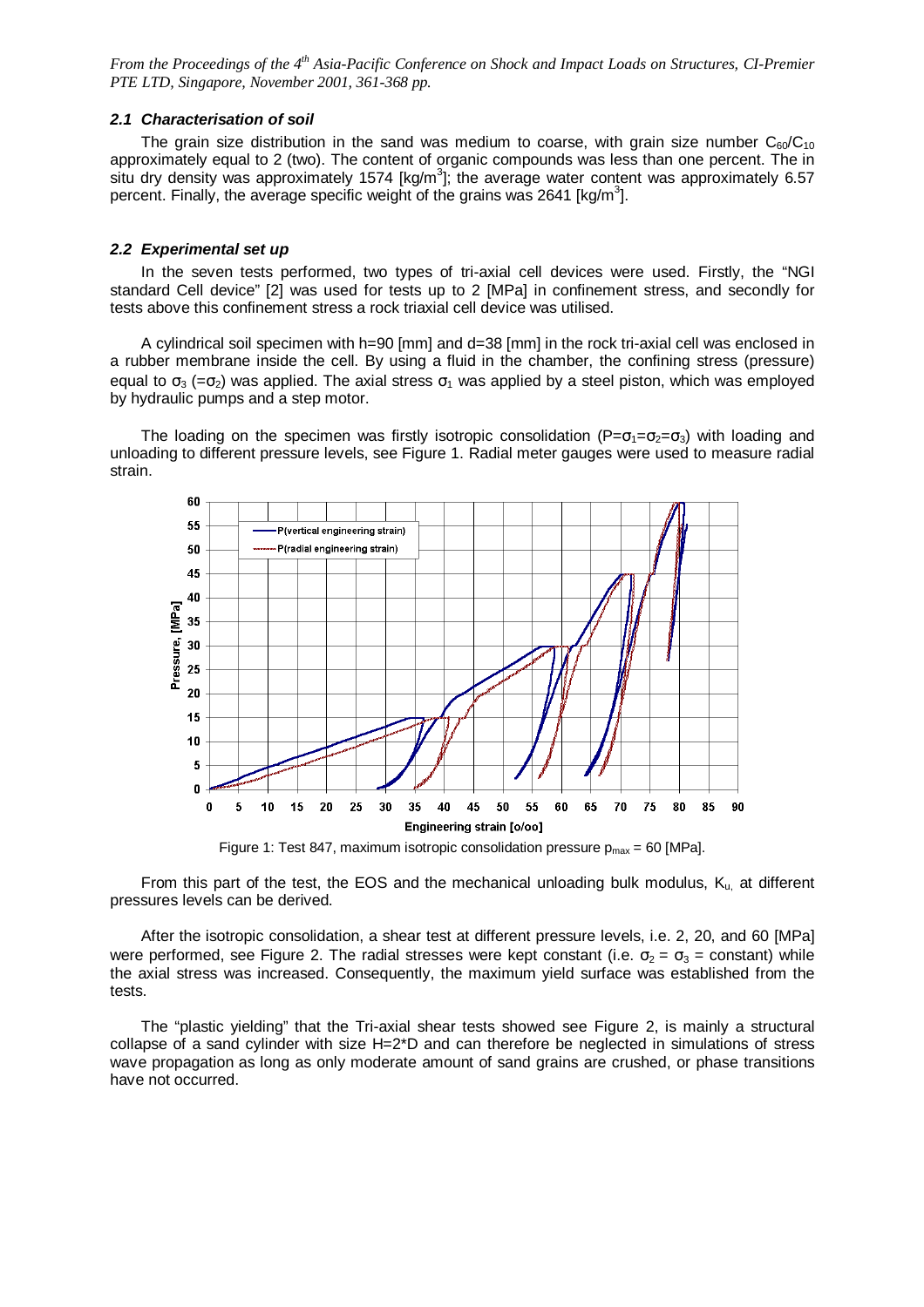### 2.1 Characterisation of soil

The grain size distribution in the sand was medium to coarse, with grain size number $C_{60}/C_{10}$ approximately equal to 2 (two). The content of organic compounds was less than one percent. The in situ dry density was approximately 1574 [kg/m$^3$]; the average water content was approximately 6.57 percent. Finally, the average specific weight of the grains was 2641 [kg/m$^3$].

### 2.2 Experimental set up

In the seven tests performed, two types of tri-axial cell devices were used. Firstly, the "NGI standard Cell device" [2] was used for tests up to 2 [MPa] in confinement stress, and secondly for tests above this confinement stress a rock triaxial cell device was utilised.

A cylindrical soil specimen with h=90 [mm] and d=38 [mm] in the rock tri-axial cell was enclosed in a rubber membrane inside the cell. By using a fluid in the chamber, the confining stress (pressure) equal to $\sigma_3$ (=$\sigma_2$) was applied. The axial stress $\sigma_1$ was applied by a steel piston, which was employed by hydraulic pumps and a step motor.

The loading on the specimen was firstly isotropic consolidation ($P=\sigma_1=\sigma_2=\sigma_3$) with loading and unloading to different pressure levels, see Figure 1. Radial meter gauges were used to measure radial strain.

Figure 1: Test 847, maximum isotropic consolidation pressure $p_{max}$ = 60 [MPa].

From this part of the test, the EOS and the mechanical unloading bulk modulus, $K_u$, at different pressures levels can be derived.

After the isotropic consolidation, a shear test at different pressure levels, i.e. 2, 20, and 60 [MPa] were performed, see Figure 2. The radial stresses were kept constant (i.e. $\sigma_2 = \sigma_3$ = constant) while the axial stress was increased. Consequently, the maximum yield surface was established from the tests.

The "plastic yielding" that the Tri-axial shear tests showed see Figure 2, is mainly a structural collapse of a sand cylinder with size H=2*D and can therefore be neglected in simulations of stress wave propagation as long as only moderate amount of sand grains are crushed, or phase transitions have not occurred.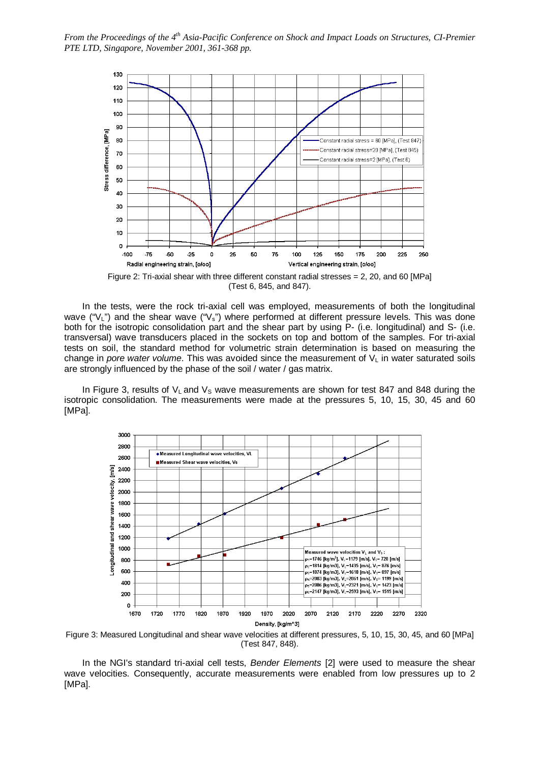Figure 2: Tri-axial shear with three different constant radial stresses = 2, 20, and 60 [MPa] (Test 6, 845, and 847).

In the tests, were the rock tri-axial cell was employed, measurements of both the longitudinal wave ("$V_L$") and the shear wave ("$V_S$") where performed at different pressure levels. This was done both for the isotropic consolidation part and the shear part by using P- (i.e. longitudinal) and S- (i.e. transversal) wave transducers placed in the sockets on top and bottom of the samples. For tri-axial tests on soil, the standard method for volumetric strain determination is based on measuring the change in *pore water volume*. This was avoided since the measurement of $V_L$ in water saturated soils are strongly influenced by the phase of the soil / water / gas matrix.

In Figure 3, results of $V_L$ and $V_S$ wave measurements are shown for test 847 and 848 during the isotropic consolidation. The measurements were made at the pressures 5, 10, 15, 30, 45 and 60 [MPa].

Figure 3: Measured Longitudinal and shear wave velocities at different pressures, 5, 10, 15, 30, 45, and 60 [MPa] (Test 847, 848).

In the NGI's standard tri-axial cell tests, *Bender Elements* [2] were used to measure the shear wave velocities. Consequently, accurate measurements were enabled from low pressures up to 2 [MPa].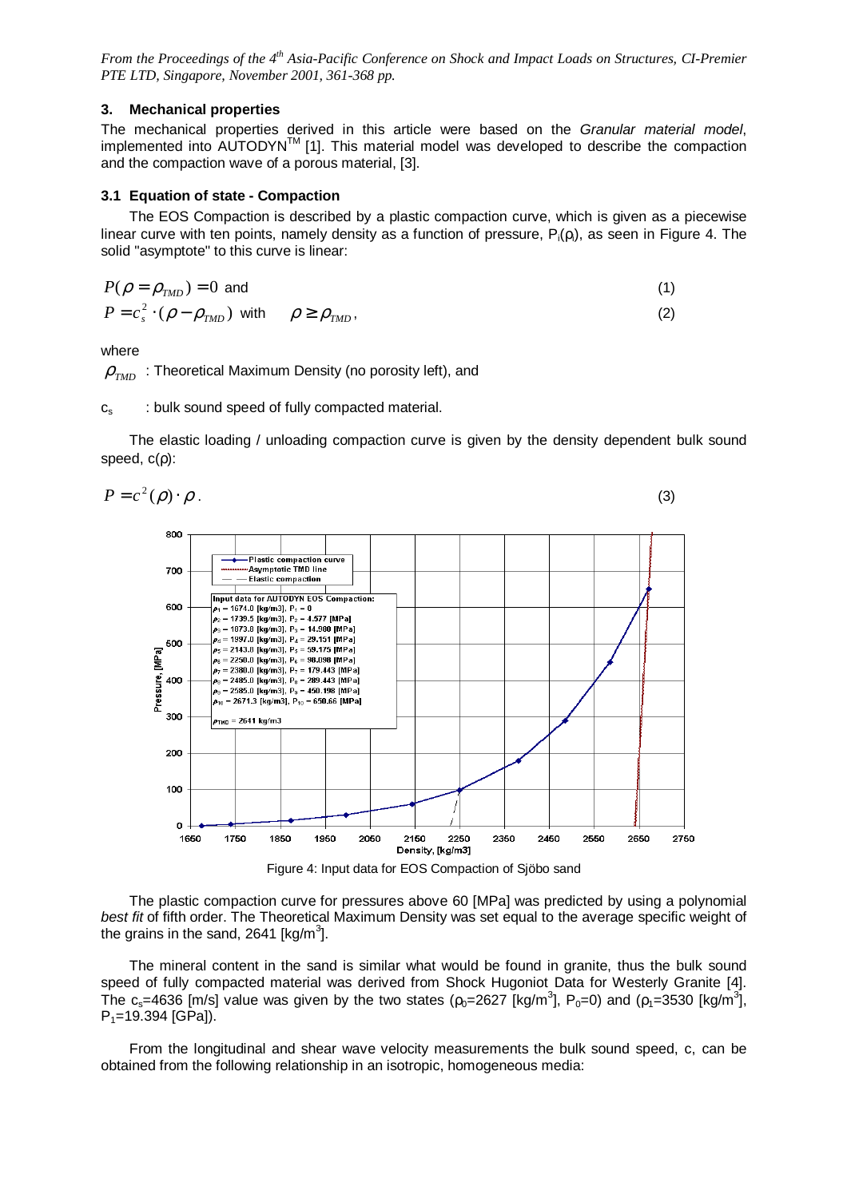## 3. Mechanical properties

The mechanical properties derived in this article were based on the *Granular material model*, implemented into AUTODYN™ [1]. This material model was developed to describe the compaction and the compaction wave of a porous material, [3].

### 3.1 Equation of state - Compaction

The EOS Compaction is described by a plastic compaction curve, which is given as a piecewise linear curve with ten points, namely density as a function of pressure, $P_i(\rho_i)$, as seen in Figure 4. The solid "asymptote" to this curve is linear:

$$P(\rho = \rho_{TMD}) = 0 \text{ and} \tag{1}$$

$$P = c_s^2 \cdot (\rho - \rho_{TMD}) \text{ with } \quad \rho \geq \rho_{TMD}, \tag{2}$$

where

$\rho_{TMD}$ : Theoretical Maximum Density (no porosity left), and

$c_s$ : bulk sound speed of fully compacted material.

The elastic loading / unloading compaction curve is given by the density dependent bulk sound speed, $c(\rho)$:

$$P = c^2(\rho) \cdot \rho. \tag{3}$$

Figure 4: Input data for EOS Compaction of Sjöbo sand

The plastic compaction curve for pressures above 60 [MPa] was predicted by using a polynomial *best fit* of fifth order. The Theoretical Maximum Density was set equal to the average specific weight of the grains in the sand, 2641 [kg/m$^3$].

The mineral content in the sand is similar what would be found in granite, thus the bulk sound speed of fully compacted material was derived from Shock Hugoniot Data for Westerly Granite [4]. The $c_s$=4636 [m/s] value was given by the two states ($\rho_0$=2627 [kg/m$^3$], $P_0$=0) and ($\rho_1$=3530 [kg/m$^3$], $P_1$=19.394 [GPa]).

From the longitudinal and shear wave velocity measurements the bulk sound speed, c, can be obtained from the following relationship in an isotropic, homogeneous media: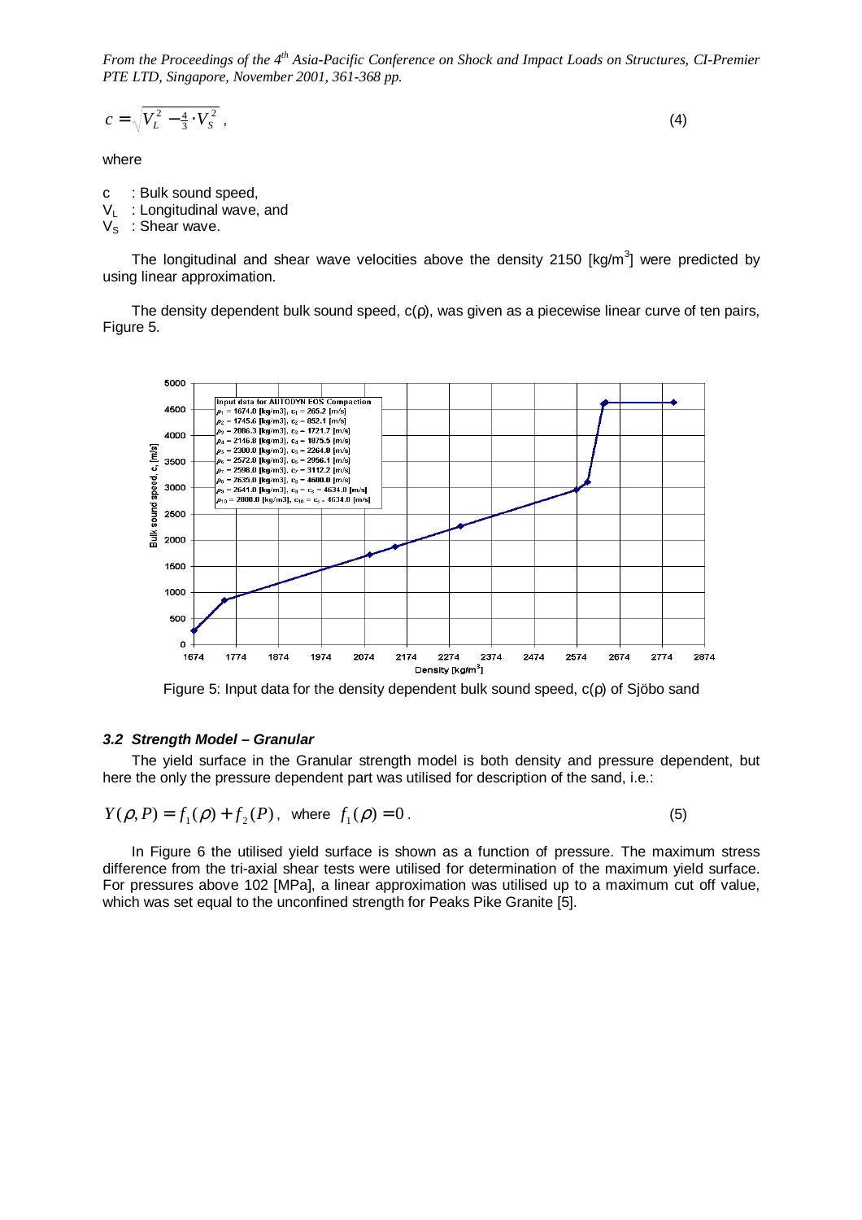$$c = \sqrt{V_L^2 - \tfrac{4}{3} \cdot V_S^2}\ , \qquad (4)$$

where

c : Bulk sound speed,
$V_L$ : Longitudinal wave, and
$V_S$ : Shear wave.

The longitudinal and shear wave velocities above the density 2150 [kg/m$^3$] were predicted by using linear approximation.

The density dependent bulk sound speed, c(ρ), was given as a piecewise linear curve of ten pairs, Figure 5.

Figure 5: Input data for the density dependent bulk sound speed, c(ρ) of Sjöbo sand

### *3.2 Strength Model – Granular*

The yield surface in the Granular strength model is both density and pressure dependent, but here the only the pressure dependent part was utilised for description of the sand, i.e.:

$$Y(\rho, P) = f_1(\rho) + f_2(P), \text{ where } f_1(\rho) = 0\,. \qquad (5)$$

In Figure 6 the utilised yield surface is shown as a function of pressure. The maximum stress difference from the tri-axial shear tests were utilised for determination of the maximum yield surface. For pressures above 102 [MPa], a linear approximation was utilised up to a maximum cut off value, which was set equal to the unconfined strength for Peaks Pike Granite [5].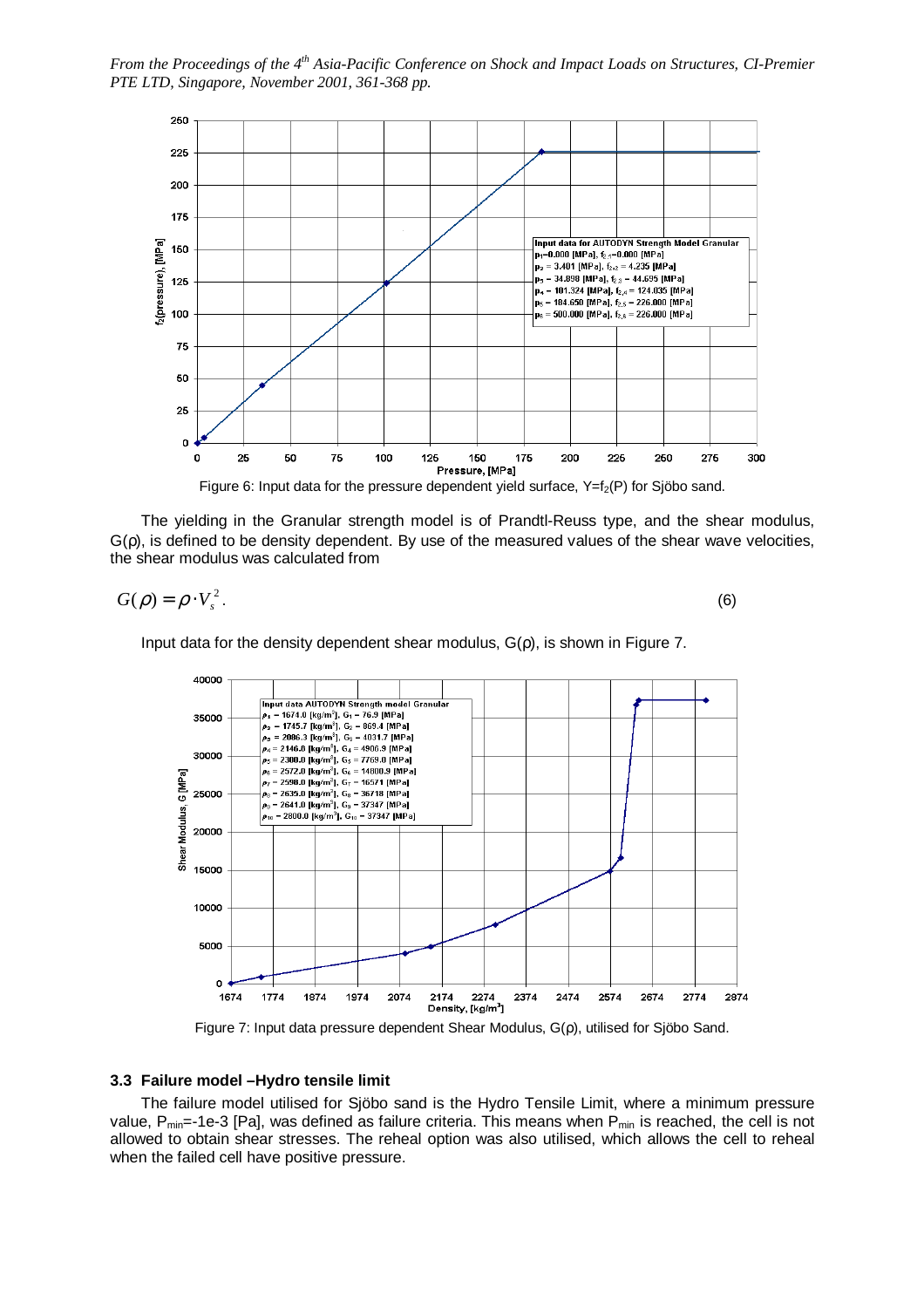Figure 6: Input data for the pressure dependent yield surface, $Y=f_2(P)$ for Sjöbo sand.

The yielding in the Granular strength model is of Prandtl-Reuss type, and the shear modulus, $G(\rho)$, is defined to be density dependent. By use of the measured values of the shear wave velocities, the shear modulus was calculated from

$$G(\rho) = \rho \cdot V_s^2. \tag{6}$$

Input data for the density dependent shear modulus, $G(\rho)$, is shown in Figure 7.

Figure 7: Input data pressure dependent Shear Modulus, $G(\rho)$, utilised for Sjöbo Sand.

### 3.3 Failure model –Hydro tensile limit

The failure model utilised for Sjöbo sand is the Hydro Tensile Limit, where a minimum pressure value, $P_{min}$=-1e-3 [Pa], was defined as failure criteria. This means when $P_{min}$ is reached, the cell is not allowed to obtain shear stresses. The reheal option was also utilised, which allows the cell to reheal when the failed cell have positive pressure.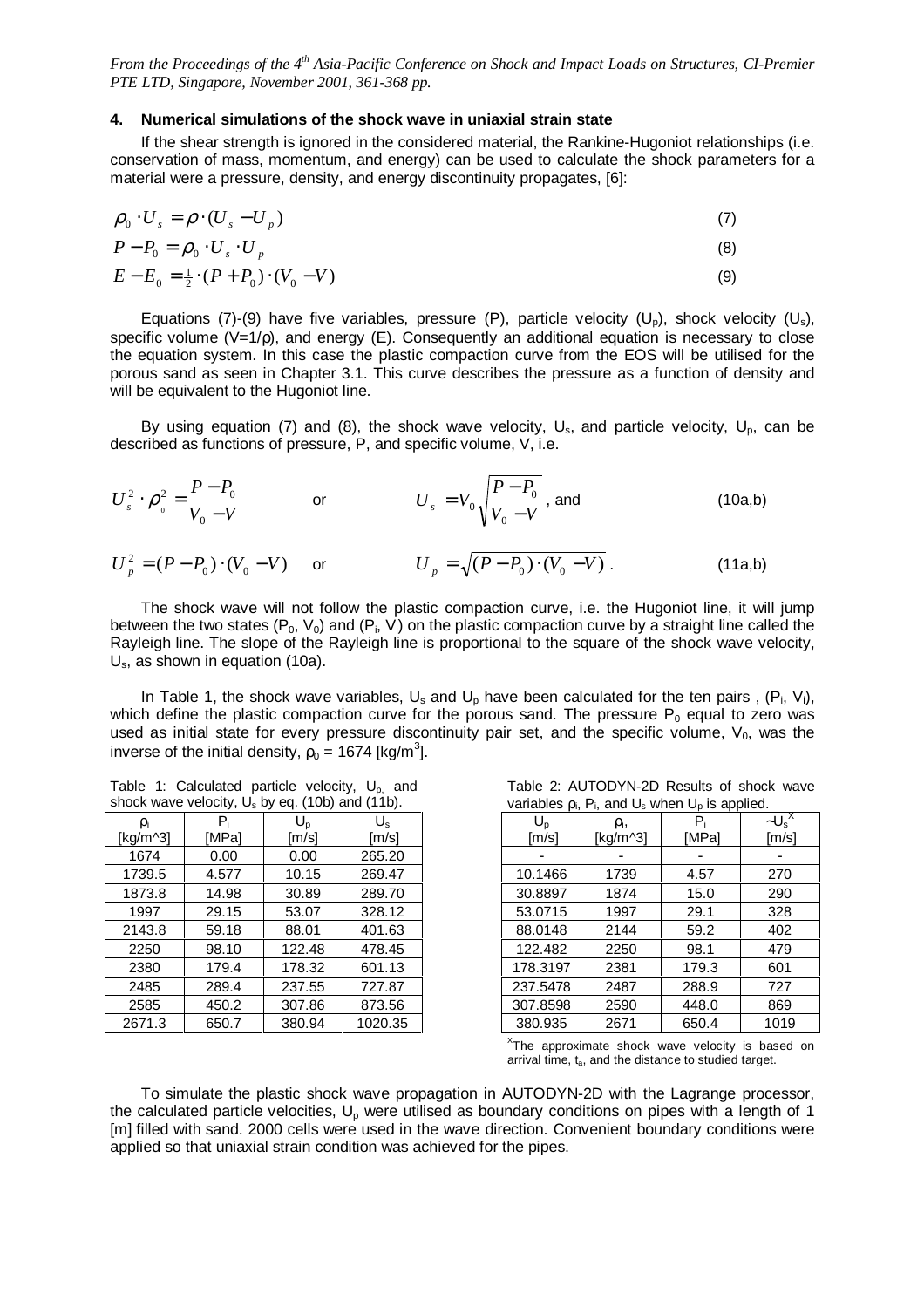## 4. Numerical simulations of the shock wave in uniaxial strain state

If the shear strength is ignored in the considered material, the Rankine-Hugoniot relationships (i.e. conservation of mass, momentum, and energy) can be used to calculate the shock parameters for a material were a pressure, density, and energy discontinuity propagates, [6]:

$$\rho_0 \cdot U_s = \rho \cdot (U_s - U_p) \tag{7}$$

$$P - P_0 = \rho_0 \cdot U_s \cdot U_p \tag{8}$$

$$E - E_0 = \tfrac{1}{2} \cdot (P + P_0) \cdot (V_0 - V) \tag{9}$$

Equations (7)-(9) have five variables, pressure (P), particle velocity ($U_p$), shock velocity ($U_s$), specific volume ($V=1/\rho$), and energy (E). Consequently an additional equation is necessary to close the equation system. In this case the plastic compaction curve from the EOS will be utilised for the porous sand as seen in Chapter 3.1. This curve describes the pressure as a function of density and will be equivalent to the Hugoniot line.

By using equation (7) and (8), the shock wave velocity, $U_s$, and particle velocity, $U_p$, can be described as functions of pressure, P, and specific volume, V, i.e.

$$U_s^2 \cdot \rho_0^2 = \frac{P - P_0}{V_0 - V} \qquad \text{or} \qquad U_s = V_0 \sqrt{\frac{P - P_0}{V_0 - V}} \text{, and} \tag{10a,b}$$

$$U_p^2 = (P - P_0) \cdot (V_0 - V) \qquad \text{or} \qquad U_p = \sqrt{(P - P_0) \cdot (V_0 - V)} \,. \tag{11a,b}$$

The shock wave will not follow the plastic compaction curve, i.e. the Hugoniot line, it will jump between the two states ($P_0$, $V_0$) and ($P_i$, $V_i$) on the plastic compaction curve by a straight line called the Rayleigh line. The slope of the Rayleigh line is proportional to the square of the shock wave velocity, $U_s$, as shown in equation (10a).

In Table 1, the shock wave variables, $U_s$ and $U_p$ have been calculated for the ten pairs , ($P_i$, $V_i$), which define the plastic compaction curve for the porous sand. The pressure $P_0$ equal to zero was used as initial state for every pressure discontinuity pair set, and the specific volume, $V_0$, was the inverse of the initial density, $\rho_0$ = 1674 [kg/m$^3$].

Table 1: Calculated particle velocity, $U_p$, and shock wave velocity, $U_s$ by eq. (10b) and (11b).

| $\rho_i$ [kg/m^3] | $P_i$ [MPa] | $U_p$ [m/s] | $U_s$ [m/s] |
|---|---|---|---|
| 1674 | 0.00 | 0.00 | 265.20 |
| 1739.5 | 4.577 | 10.15 | 269.47 |
| 1873.8 | 14.98 | 30.89 | 289.70 |
| 1997 | 29.15 | 53.07 | 328.12 |
| 2143.8 | 59.18 | 88.01 | 401.63 |
| 2250 | 98.10 | 122.48 | 478.45 |
| 2380 | 179.4 | 178.32 | 601.13 |
| 2485 | 289.4 | 237.55 | 727.87 |
| 2585 | 450.2 | 307.86 | 873.56 |
| 2671.3 | 650.7 | 380.94 | 1020.35 |

Table 2: AUTODYN-2D Results of shock wave variables $\rho_i$, $P_i$, and $U_s$ when $U_p$ is applied.

| $U_p$ [m/s] | $\rho_i$, [kg/m^3] | $P_i$ [MPa] | ~$U_s$ [x] [m/s] |
|---|---|---|---|
| - | - | - | - |
| 10.1466 | 1739 | 4.57 | 270 |
| 30.8897 | 1874 | 15.0 | 290 |
| 53.0715 | 1997 | 29.1 | 328 |
| 88.0148 | 2144 | 59.2 | 402 |
| 122.482 | 2250 | 98.1 | 479 |
| 178.3197 | 2381 | 179.3 | 601 |
| 237.5478 | 2487 | 288.9 | 727 |
| 307.8598 | 2590 | 448.0 | 869 |
| 380.935 | 2671 | 650.4 | 1019 |

[x] The approximate shock wave velocity is based on arrival time, $t_a$, and the distance to studied target.

To simulate the plastic shock wave propagation in AUTODYN-2D with the Lagrange processor, the calculated particle velocities, $U_p$ were utilised as boundary conditions on pipes with a length of 1 [m] filled with sand. 2000 cells were used in the wave direction. Convenient boundary conditions were applied so that uniaxial strain condition was achieved for the pipes.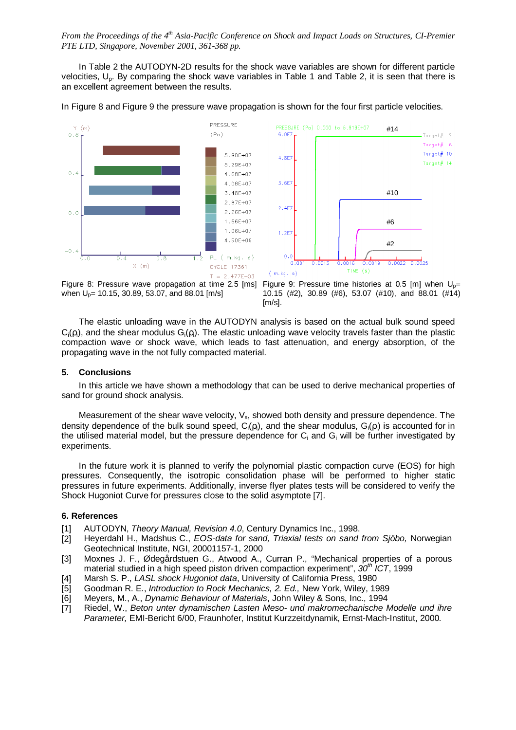From the Proceedings of the 4th Asia-Pacific Conference on Shock and Impact Loads on Structures, CI-Premier PTE LTD, Singapore, November 2001, 361-368 pp.

In Table 2 the AUTODYN-2D results for the shock wave variables are shown for different particle velocities, $U_p$. By comparing the shock wave variables in Table 1 and Table 2, it is seen that there is an excellent agreement between the results.

In Figure 8 and Figure 9 the pressure wave propagation is shown for the four first particle velocities.

Y (m)
0.8
0.4
0.0
-0.4
0.0 0.4 0.8 1.2
X (m)

PRESSURE
(Pa)
5.90E+07
5.29E+07
4.68E+07
4.08E+07
3.48E+07
2.87E+07
2.26E+07
1.66E+07
1.06E+07
4.50E+06
PL ( m.kg. s)
CYCLE 17361
T = 2.477E-03

Figure 8: Pressure wave propagation at time 2.5 [ms] when $U_p$= 10.15, 30.89, 53.07, and 88.01 [m/s]

PRESSURE (Pa) 0.000 to 5.919E+07
6.0E7
4.8E7
3.6E7
2.4E7
1.2E7
0.0
0.001 0.0013 0.0016 0.0019 0.0022 0.0025
TIME (s)
( m.kg. s)
#14
#10
#6
#2
Target# 2
Target# 6
Target# 10
Target# 14

Figure 9: Pressure time histories at 0.5 [m] when $U_p$= 10.15 (#2), 30.89 (#6), 53.07 (#10), and 88.01 (#14) [m/s].

The elastic unloading wave in the AUTODYN analysis is based on the actual bulk sound speed $C_i(\rho)$, and the shear modulus $G_i(\rho)$. The elastic unloading wave velocity travels faster than the plastic compaction wave or shock wave, which leads to fast attenuation, and energy absorption, of the propagating wave in the not fully compacted material.

## 5. Conclusions

In this article we have shown a methodology that can be used to derive mechanical properties of sand for ground shock analysis.

Measurement of the shear wave velocity, $V_s$, showed both density and pressure dependence. The density dependence of the bulk sound speed, $C_i(\rho)$, and the shear modulus, $G_i(\rho)$ is accounted for in the utilised material model, but the pressure dependence for $C_i$ and $G_i$ will be further investigated by experiments.

In the future work it is planned to verify the polynomial plastic compaction curve (EOS) for high pressures. Consequently, the isotropic consolidation phase will be performed to higher static pressures in future experiments. Additionally, inverse flyer plates tests will be considered to verify the Shock Hugoniot Curve for pressures close to the solid asymptote [7].

## 6. References

[1] AUTODYN, *Theory Manual, Revision 4.0*, Century Dynamics Inc., 1998.
[2] Heyerdahl H., Madshus C., *EOS-data for sand, Triaxial tests on sand from Sjöbo,* Norwegian Geotechnical Institute, NGI, 20001157-1, 2000
[3] Moxnes J. F., Ødegårdstuen G., Atwood A., Curran P., "Mechanical properties of a porous material studied in a high speed piston driven compaction experiment", *30th ICT*, 1999
[4] Marsh S. P., *LASL shock Hugoniot data*, University of California Press, 1980
[5] Goodman R. E., *Introduction to Rock Mechanics, 2. Ed.,* New York, Wiley, 1989
[6] Meyers, M., A., *Dynamic Behaviour of Materials*, John Wiley & Sons, Inc., 1994
[7] Riedel, W., *Beton unter dynamischen Lasten Meso- und makromechanische Modelle und ihre Parameter,* EMI-Bericht 6/00, Fraunhofer, Institut Kurzzeitdynamik, Ernst-Mach-Institut, 2000.